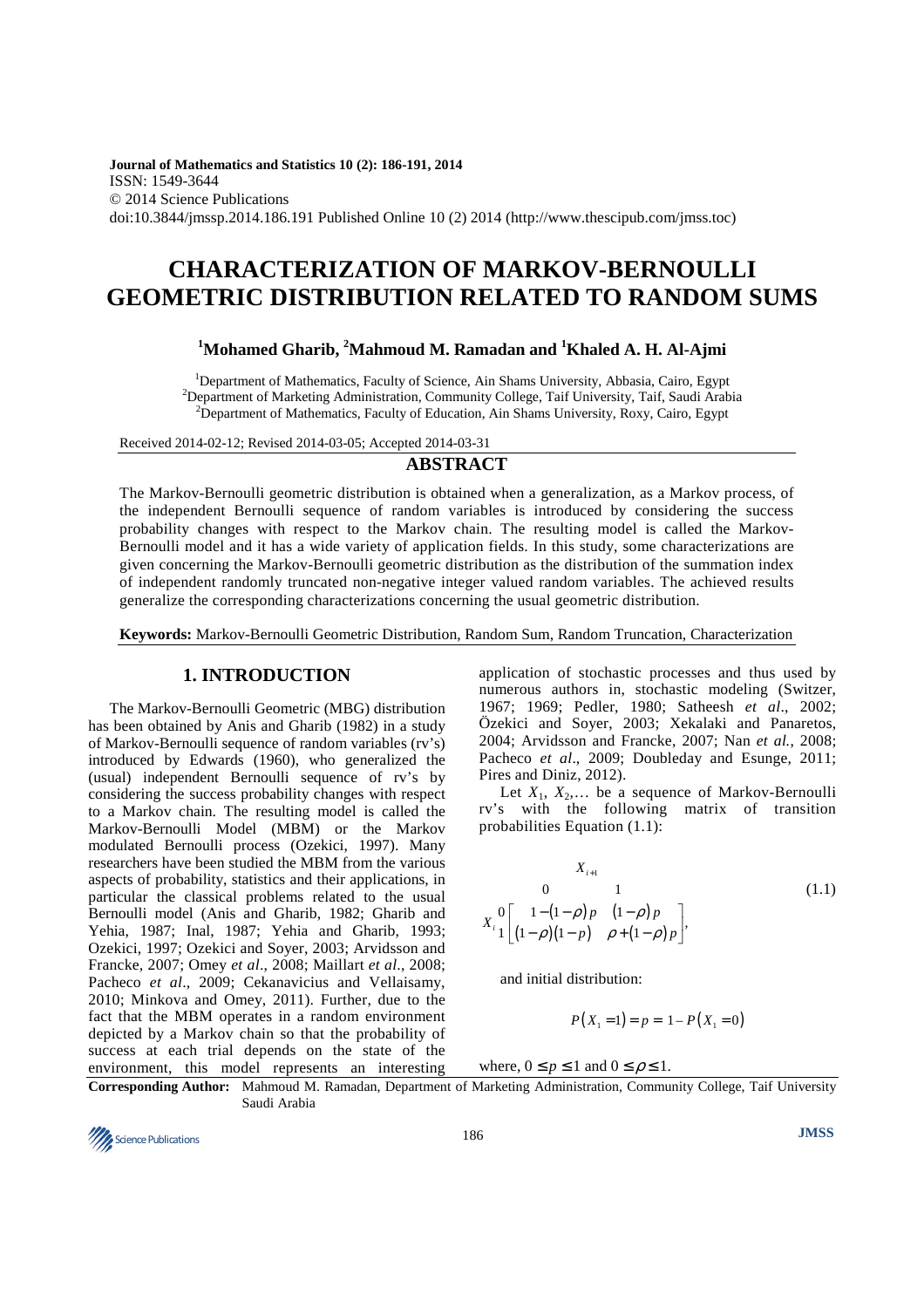Journal of Mathematics and Statistics 10 (2): 186-191, 2014
ISSN: 1549-3644
© 2014 Science Publications
doi:10.3844/jmssp.2014.186.191 Published Online 10 (2) 2014 (http://www.thescipub.com/jmss.toc)

# CHARACTERIZATION OF MARKOV-BERNOULLI GEOMETRIC DISTRIBUTION RELATED TO RANDOM SUMS

**[1]Mohamed Gharib, [2]Mahmoud M. Ramadan and [1]Khaled A. H. Al-Ajmi**

[1]Department of Mathematics, Faculty of Science, Ain Shams University, Abbasia, Cairo, Egypt
[2]Department of Marketing Administration, Community College, Taif University, Taif, Saudi Arabia
[2]Department of Mathematics, Faculty of Education, Ain Shams University, Roxy, Cairo, Egypt

Received 2014-02-12; Revised 2014-03-05; Accepted 2014-03-31

## ABSTRACT

The Markov-Bernoulli geometric distribution is obtained when a generalization, as a Markov process, of the independent Bernoulli sequence of random variables is introduced by considering the success probability changes with respect to the Markov chain. The resulting model is called the Markov-Bernoulli model and it has a wide variety of application fields. In this study, some characterizations are given concerning the Markov-Bernoulli geometric distribution as the distribution of the summation index of independent randomly truncated non-negative integer valued random variables. The achieved results generalize the corresponding characterizations concerning the usual geometric distribution.

**Keywords:** Markov-Bernoulli Geometric Distribution, Random Sum, Random Truncation, Characterization

## 1. INTRODUCTION

The Markov-Bernoulli Geometric (MBG) distribution has been obtained by Anis and Gharib (1982) in a study of Markov-Bernoulli sequence of random variables (rv's) introduced by Edwards (1960), who generalized the (usual) independent Bernoulli sequence of rv's by considering the success probability changes with respect to a Markov chain. The resulting model is called the Markov-Bernoulli Model (MBM) or the Markov modulated Bernoulli process (Ozekici, 1997). Many researchers have been studied the MBM from the various aspects of probability, statistics and their applications, in particular the classical problems related to the usual Bernoulli model (Anis and Gharib, 1982; Gharib and Yehia, 1987; Inal, 1987; Yehia and Gharib, 1993; Ozekici, 1997; Ozekici and Soyer, 2003; Arvidsson and Francke, 2007; Omey *et al*., 2008; Maillart *et al*., 2008; Pacheco *et al*., 2009; Cekanavicius and Vellaisamy, 2010; Minkova and Omey, 2011). Further, due to the fact that the MBM operates in a random environment depicted by a Markov chain so that the probability of success at each trial depends on the state of the environment, this model represents an interesting application of stochastic processes and thus used by numerous authors in, stochastic modeling (Switzer, 1967; 1969; Pedler, 1980; Satheesh *et al*., 2002; Özekici and Soyer, 2003; Xekalaki and Panaretos, 2004; Arvidsson and Francke, 2007; Nan *et al.*, 2008; Pacheco *et al*., 2009; Doubleday and Esunge, 2011; Pires and Diniz, 2012).

Let $X_1$, $X_2$,... be a sequence of Markov-Bernoulli rv's with the following matrix of transition probabilities Equation (1.1):

$$
\begin{array}{c|cc} & \multicolumn{2}{c}{X_{i+1}} \\ X_i & 0 & 1 \\ \hline 0 & 1-(1-\rho)p & (1-\rho)p \\ 1 & (1-\rho)(1-p) & \rho+(1-\rho)p \end{array}, \tag{1.1}
$$

and initial distribution:

$$P(X_1 = 1) = p = 1 - P(X_1 = 0)$$

where, $0 \le p \le 1$ and $0 \le \rho \le 1$.

**Corresponding Author:** Mahmoud M. Ramadan, Department of Marketing Administration, Community College, Taif University Saudi Arabia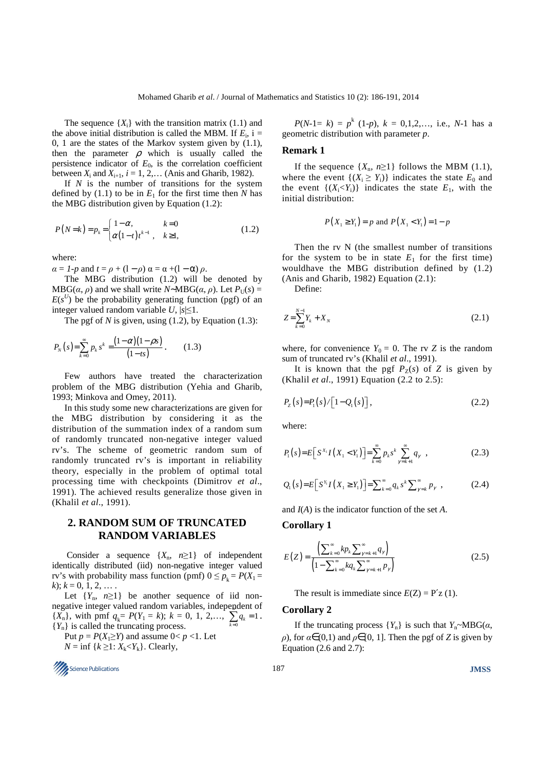The sequence $\{X_i\}$ with the transition matrix (1.1) and the above initial distribution is called the MBM. If $E_i$, i = 0, 1 are the states of the Markov system given by (1.1), then the parameter $\rho$ which is usually called the persistence indicator of $E_0$, is the correlation coefficient between $X_i$ and $X_{i+1}$, $i = 1, 2, \ldots$ (Anis and Gharib, 1982).

If $N$ is the number of transitions for the system defined by (1.1) to be in $E_1$ for the first time then $N$ has the MBG distribution given by Equation (1.2):

$$P(N=k)=p_k=\begin{cases}1-\alpha, & k=0\\ \alpha(1-t)t^{k-1}, & k\geq 1,\end{cases} \tag{1.2}$$

where:

$\alpha = 1-p$ and $t = \rho + (1-\rho)\,\alpha = \alpha + (1-\alpha)\,\rho$.

The MBG distribution (1.2) will be denoted by MBG($\alpha$, $\rho$) and we shall write $N$~MBG($\alpha$, $\rho$). Let $P_U(s) = E(s^U)$ be the probability generating function (pgf) of an integer valued random variable $U$, $|s|\leq 1$.

The pgf of $N$ is given, using (1.2), by Equation (1.3):

$$P_N(s)=\sum_{k=0}^{\infty}p_k s^k=\frac{(1-\alpha)(1-\rho s)}{(1-ts)}. \tag{1.3}$$

Few authors have treated the characterization problem of the MBG distribution (Yehia and Gharib, 1993; Minkova and Omey, 2011).

In this study some new characterizations are given for the MBG distribution by considering it as the distribution of the summation index of a random sum of randomly truncated non-negative integer valued rv's. The scheme of geometric random sum of randomly truncated rv's is important in reliability theory, especially in the problem of optimal total processing time with checkpoints (Dimitrov *et al*., 1991). The achieved results generalize those given in (Khalil *et al*., 1991).

## 2. RANDOM SUM OF TRUNCATED RANDOM VARIABLES

Consider a sequence $\{X_n, n\geq 1\}$ of independent identically distributed (iid) non-negative integer valued rv's with probability mass function (pmf) $0 \leq p_k = P(X_1 = k)$; $k = 0, 1, 2, \ldots$ .

Let $\{Y_n, n\geq 1\}$ be another sequence of iid non-negative integer valued random variables, independent of $\{X_n\}$, with pmf $q_k = P(Y_1 = k)$; $k = 0, 1, 2,\ldots$, $\sum_{k=0}^{\infty} q_k = 1$. $\{Y_n\}$ is called the truncating process.

Put $p = P(X_1\geq Y)$ and assume $0< p <1$. Let $N = \inf\{k \geq 1: X_k<Y_k\}$. Clearly,

$P(N-1= k) = p^k (1-p)$, $k = 0,1,2,\ldots$, i.e., $N$-1 has a geometric distribution with parameter $p$.

### Remark 1

If the sequence $\{X_n, n\geq 1\}$ follows the MBM (1.1), where the event $\{(X_i \geq Y_i)\}$ indicates the state $E_0$ and the event $\{(X_i<Y_i)\}$ indicates the state $E_1$, with the initial distribution:

$$P(X_1 \geq Y_1)=p \text{ and } P(X_1<Y_1)=1-p$$

Then the rv N (the smallest number of transitions for the system to be in state $E_1$ for the first time) wouldhave the MBG distribution defined by (1.2) (Anis and Gharib, 1982) Equation (2.1):

Define:

$$Z=\sum_{k=0}^{N-1}Y_k+X_N \tag{2.1}$$

where, for convenience $Y_0 = 0$. The rv $Z$ is the random sum of truncated rv's (Khalil *et al*., 1991).

It is known that the pgf $P_Z(s)$ of $Z$ is given by (Khalil *et al*., 1991) Equation (2.2 to 2.5):

$$P_Z(s)=P_1(s)/\left[1-Q_1(s)\right], \tag{2.2}$$

where:

$$P_1(s)=E\left[S^{X_1}I(X_1<Y_1)\right]=\sum_{k=0}^{\infty}p_k s^k\sum_{\gamma=k+1}^{\infty}q_\gamma, \tag{2.3}$$

$$Q_1(s)=E\left[S^{Y_1}I(X_1\geq Y_1)\right]=\sum_{k=0}^{\infty}q_k s^k\sum_{\gamma=k}^{\infty}p_\gamma, \tag{2.4}$$

and $I(A)$ is the indicator function of the set $A$.

### Corollary 1

$$E(Z)=\frac{\left(\sum_{k=0}^{\infty}kp_k\sum_{\gamma=k+1}^{\infty}q_\gamma\right)}{\left(1-\sum_{k=0}^{\infty}kq_k\sum_{\gamma=k+1}^{\infty}p_\gamma\right)} \tag{2.5}$$

The result is immediate since $E(Z) = P'_z(1)$.

### Corollary 2

If the truncating process $\{Y_n\}$ is such that $Y_n$~MBG($\alpha$, $\rho$), for $\alpha\in(0,1)$ and $\rho\in[0, 1]$. Then the pgf of $Z$ is given by Equation (2.6 and 2.7):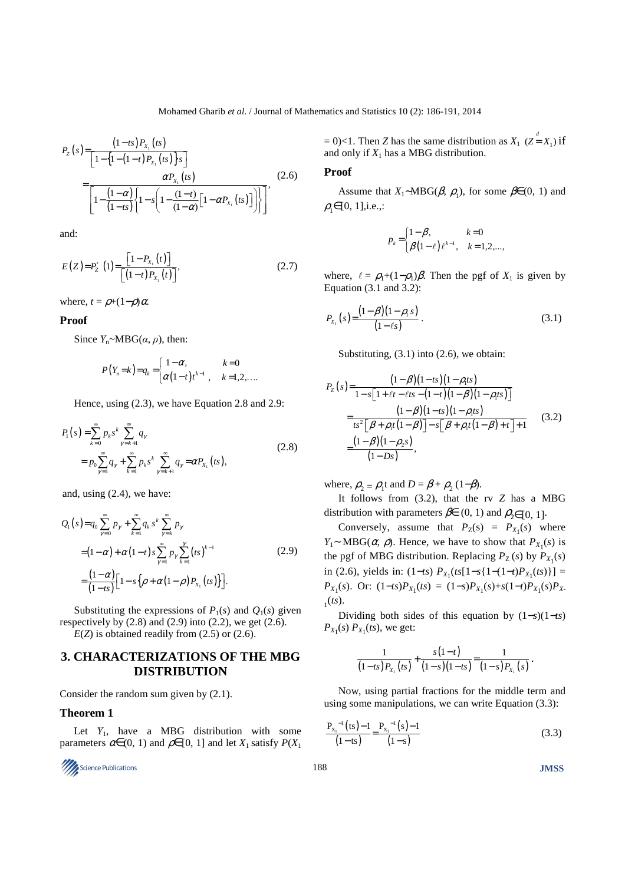$$P_Z(s) = \frac{(1-ts)P_{X_1}(ts)}{\left[1-\left\{1-(1-t)P_{X_1}(ts)\right\}s\right]}$$

$$= \frac{\alpha P_{X_1}(ts)}{\left[1-\frac{(1-\alpha)}{(1-ts)}\left\{1-s\left(1-\frac{(1-t)}{(1-\alpha)}\left[1-\alpha P_{X_1}(ts)\right]\right)\right\}\right]}, \tag{2.6}$$

and:

$$E(Z) = P_Z'(1) = \frac{\left[1-P_{X_1}(t)\right]}{\left[(1-t)P_{X_1}(t)\right]}, \tag{2.7}$$

where, $t = \rho+(1-\rho)\alpha$.

**Proof**

Since $Y_n$~MBG($\alpha$, $\rho$), then:

$$P(Y_n = k) = q_k = \begin{cases} 1-\alpha, & k=0 \\ \alpha(1-t)t^{k-1}, & k=1,2,\ldots. \end{cases}$$

Hence, using (2.3), we have Equation 2.8 and 2.9:

$$P_1(s) = \sum_{k=0}^{\infty} p_k s^k \sum_{\gamma=k+1}^{\infty} q_\gamma$$
$$= p_0 \sum_{\gamma=1}^{\infty} q_\gamma + \sum_{k=1}^{\infty} p_k s^k \sum_{\gamma=k+1}^{\infty} q_\gamma = \alpha P_{X_1}(ts), \tag{2.8}$$

and, using (2.4), we have:

$$Q_1(s) = q_0 \sum_{\gamma=0}^{\infty} p_\gamma + \sum_{k=1}^{\infty} q_k s^k \sum_{\gamma=k}^{\infty} p_\gamma$$
$$= (1-\alpha) + \alpha(1-t)s \sum_{\gamma=1}^{\infty} p_\gamma \sum_{k=1}^{\gamma} (ts)^{k-1} \tag{2.9}$$
$$= \frac{(1-\alpha)}{(1-ts)}\left[1-s\left\{\rho+\alpha(1-\rho)P_{X_1}(ts)\right\}\right].$$

Substituting the expressions of $P_1(s)$ and $Q_1(s)$ given respectively by (2.8) and (2.9) into (2.2), we get (2.6).

$E(Z)$ is obtained readily from (2.5) or (2.6).

## 3. CHARACTERIZATIONS OF THE MBG DISTRIBUTION

Consider the random sum given by (2.1).

### Theorem 1

Let $Y_1$, have a MBG distribution with some parameters $\alpha \in (0, 1)$ and $\rho \in [0, 1]$ and let $X_1$ satisfy $P(X_1 = 0) < 1$. Then $Z$ has the same distribution as $X_1$ ($Z \overset{d}{=} X_1$) if and only if $X_1$ has a MBG distribution.

**Proof**

Assume that $X_1$~MBG($\beta$, $\rho_1$), for some $\beta \in (0, 1)$ and $\rho_1 \in [0, 1]$, i.e.,:

$$p_k = \begin{cases} 1-\beta, & k=0 \\ \beta(1-\ell)\ell^{k-1}, & k=1,2,\ldots, \end{cases}$$

where, $\ell = \rho_1+(1-\rho_1)\beta$. Then the pgf of $X_1$ is given by Equation (3.1 and 3.2):

$$P_{X_1}(s) = \frac{(1-\beta)(1-\rho_1 s)}{(1-\ell s)}. \tag{3.1}$$

Substituting, (3.1) into (2.6), we obtain:

$$P_Z(s) = \frac{(1-\beta)(1-ts)(1-\rho_1 ts)}{1-s\left[1+\ell t-\ell ts-(1-t)(1-\beta)(1-\rho_1 ts)\right]}$$
$$= \frac{(1-\beta)(1-ts)(1-\rho_1 ts)}{ts^2\left[\beta+\rho_1 t(1-\beta)\right]-s\left[\beta+\rho_1 t(1-\beta)+t\right]+1} \tag{3.2}$$
$$= \frac{(1-\beta)(1-\rho_2 s)}{(1-Ds)},$$

where, $\rho_2 = \rho_1 t$ and $D = \beta + \rho_2(1-\beta)$.

It follows from (3.2), that the rv $Z$ has a MBG distribution with parameters $\beta \in (0, 1)$ and $\rho_2 \in [0, 1]$.

Conversely, assume that $P_Z(s) = P_{X_1}(s)$ where $Y_1$~MBG($\alpha$, $\rho$). Hence, we have to show that $P_{X_1}(s)$ is the pgf of MBG distribution. Replacing $P_Z(s)$ by $P_{X_1}(s)$ in (2.6), yields in: $(1-ts)P_{X_1}(ts[1-s\{1-(1-t)P_{X_1}(ts)\}] = P_{X_1}(s)$. Or: $(1-ts)P_{X_1}(ts) = (1-s)P_{X_1}(s)+s(1-t)P_{X_1}(s)P_{X_1}(ts)$.

Dividing both sides of this equation by $(1-s)(1-ts)P_{X_1}(s)P_{X_1}(ts)$, we get:

$$\frac{1}{(1-ts)P_{X_1}(ts)} + \frac{s(1-t)}{(1-s)(1-ts)} = \frac{1}{(1-s)P_{X_1}(s)}.$$

Now, using partial fractions for the middle term and using some manipulations, we can write Equation (3.3):

$$\frac{P_{X_1}^{-1}(ts)-1}{(1-ts)} = \frac{P_{X_1}^{-1}(s)-1}{(1-s)} \tag{3.3}$$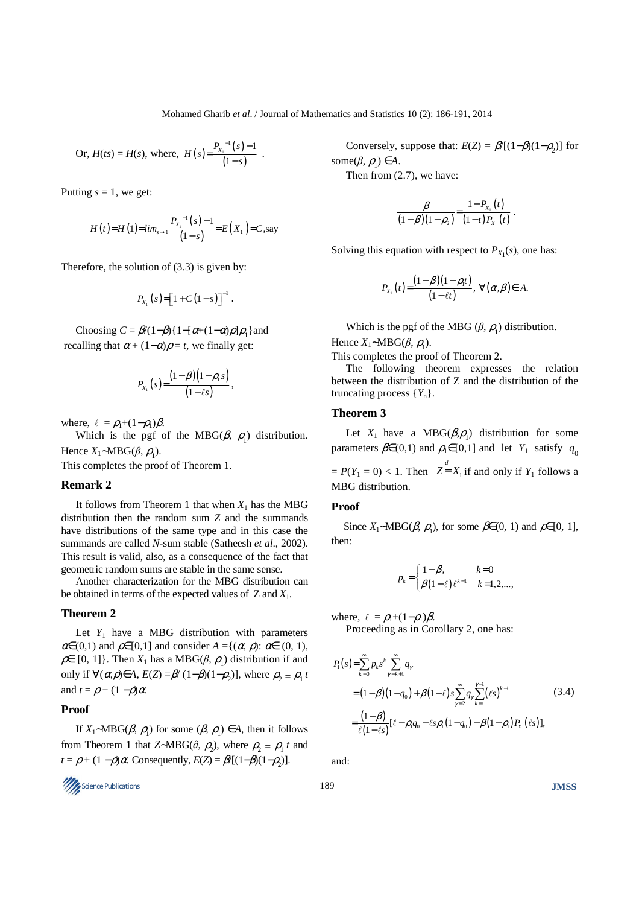Or, $H(ts) = H(s)$, where, $H(s) = \frac{P_{X_1}^{-1}(s) - 1}{(1-s)}$.

Putting $s = 1$, we get:

$$H(t) = H(1) = lim_{s \to 1} \frac{P_{X_1}^{-1}(s) - 1}{(1-s)} = E(X_1) = C, \text{say}$$

Therefore, the solution of (3.3) is given by:

$$P_{X_1}(s) = \left[1 + C(1-s)\right]^{-1}.$$

Choosing $C = \beta/(1-\beta)\{1-[\alpha+(1-\alpha)\rho]\rho_1\}$ and recalling that $\alpha + (1-\alpha)\rho = t$, we finally get:

$$P_{X_1}(s) = \frac{(1-\beta)(1-\rho_1 s)}{(1-\ell s)},$$

where, $\ell = \rho_1 + (1-\rho_1)\beta$.

Which is the pgf of the MBG($\beta$, $\rho_1$) distribution. Hence $X_1 \sim$MBG($\beta$, $\rho_1$).

This completes the proof of Theorem 1.

### Remark 2

It follows from Theorem 1 that when $X_1$ has the MBG distribution then the random sum $Z$ and the summands have distributions of the same type and in this case the summands are called $N$-sum stable (Satheesh *et al*., 2002). This result is valid, also, as a consequence of the fact that geometric random sums are stable in the same sense.

Another characterization for the MBG distribution can be obtained in terms of the expected values of $Z$ and $X_1$.

### Theorem 2

Let $Y_1$ have a MBG distribution with parameters $\alpha \in (0,1)$ and $\rho \in [0,1]$ and consider $A = \{(\alpha, \rho): \alpha \in (0, 1), \rho \in [0, 1]\}$. Then $X_1$ has a MBG($\beta$, $\rho_1$) distribution if and only if $\forall (\alpha,\rho) \in A$, $E(Z) = \beta/(1-\beta)(1-\rho_2)]$, where $\rho_2 = \rho_1 t$ and $t = \rho + (1-\rho)\alpha$.

### Proof

If $X_1 \sim$MBG($\beta$, $\rho_1$) for some ($\beta$, $\rho_1$) $\in A$, then it follows from Theorem 1 that $Z \sim$MBG($\hat{a}$, $\rho_2$), where $\rho_2 = \rho_1 t$ and $t = \rho + (1-\rho)\alpha$. Consequently, $E(Z) = \beta/[(1-\beta)(1-\rho_2)]$.

Conversely, suppose that: $E(Z) = \beta/[(1-\beta)(1-\rho_2)]$ for some($\beta$, $\rho_1$) $\in A$.

Then from (2.7), we have:

$$\frac{\beta}{(1-\beta)(1-\rho_2)} = \frac{1-P_{X_1}(t)}{(1-t)P_{X_1}(t)}.$$

Solving this equation with respect to $P_{X_1}(s)$, one has:

$$P_{X_1}(t) = \frac{(1-\beta)(1-\rho_1 t)}{(1-\ell t)}, \forall (\alpha,\beta) \in A.$$

Which is the pgf of the MBG ($\beta$, $\rho_1$) distribution.

Hence $X_1 \sim$MBG($\beta$, $\rho_1$).

This completes the proof of Theorem 2.

The following theorem expresses the relation between the distribution of Z and the distribution of the truncating process $\{Y_n\}$.

### Theorem 3

Let $X_1$ have a MBG($\beta$,$\rho_1$) distribution for some parameters $\beta \in (0,1)$ and $\rho_1 \in [0,1]$ and let $Y_1$ satisfy $q_0 = P(Y_1 = 0) < 1$. Then $Z \overset{d}{=} X_1$ if and only if $Y_1$ follows a MBG distribution.

### Proof

Since $X_1 \sim$MBG($\beta$, $\rho_1$), for some $\beta \in (0, 1)$ and $\rho \in [0, 1]$, then:

$$p_k = \begin{cases} 1-\beta, & k=0 \\ \beta(1-\ell)\ell^{k-1} & k=1,2,..., \end{cases}$$

where, $\ell = \rho_1 + (1-\rho_1)\beta$.

Proceeding as in Corollary 2, one has:

$$\begin{aligned} P_1(s) &= \sum_{k=0}^{\infty} p_k s^k \sum_{\gamma=k+1}^{\infty} q_\gamma \\ &= (1-\beta)(1-q_0) + \beta(1-\ell)s\sum_{\gamma=2}^{\infty} q_\gamma \sum_{k=1}^{\gamma-1} (\ell s)^{k-1} \qquad (3.4) \\ &= \frac{(1-\beta)}{\ell(1-\ell s)}[\ell - \rho_1 q_0 - \ell s \rho_1 (1-q_0) - \beta(1-\rho_1) P_{Y_1}(\ell s)], \end{aligned}$$

and: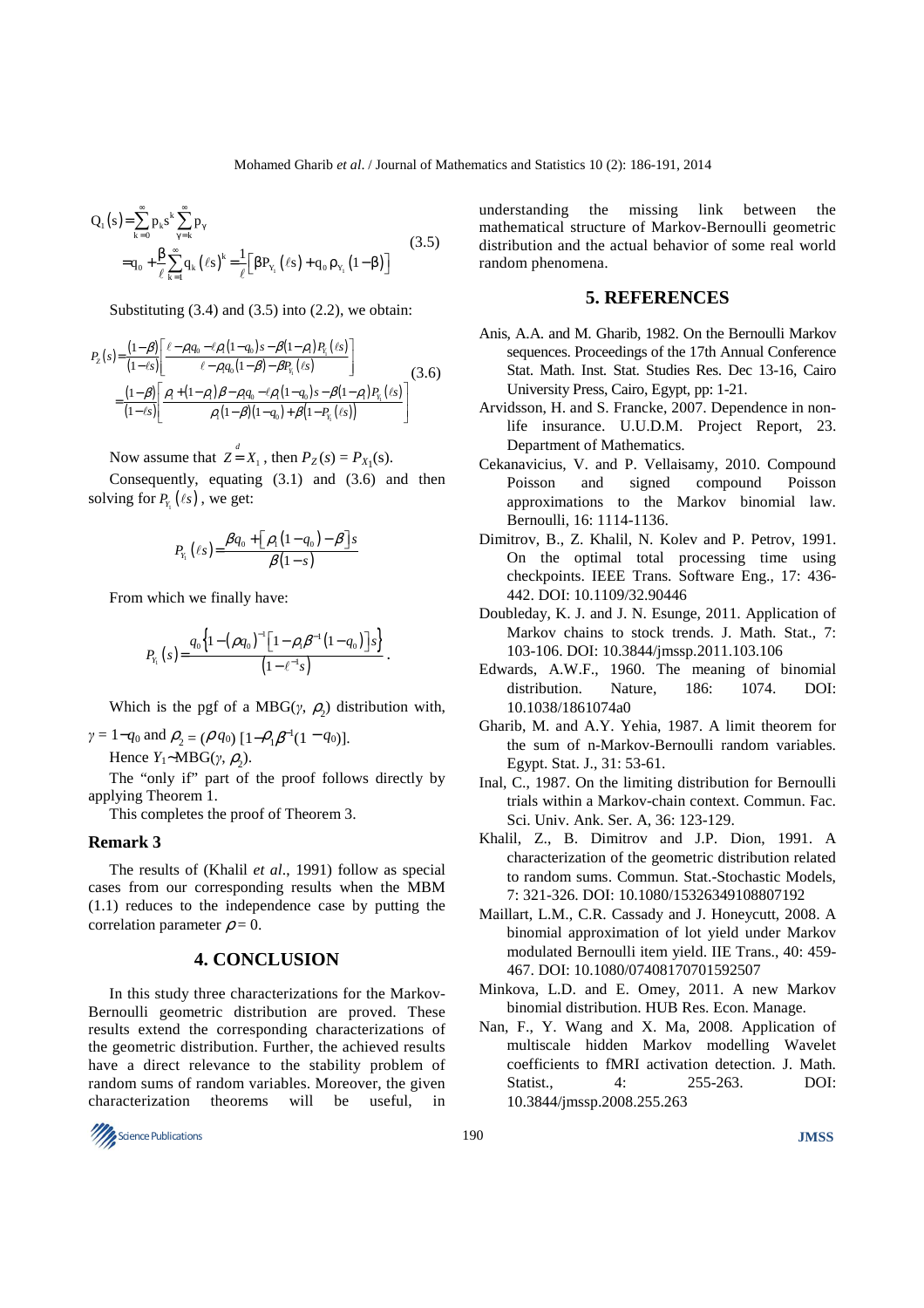$$Q_1(s) = \sum_{k=0}^{\infty} p_k s^k \sum_{\gamma=k}^{\infty} p_\gamma$$
$$= q_0 + \frac{\beta}{\ell}\sum_{k=1}^{\infty} q_k (\ell s)^k = \frac{1}{\ell}\left[\beta P_{Y_1}(\ell s) + q_0 \rho_{Y_1}(1-\beta)\right] \tag{3.5}$$

Substituting (3.4) and (3.5) into (2.2), we obtain:

$$P_Z(s) = \frac{(1-\beta)}{(1-\ell s)}\left[\frac{\ell - \rho_1 q_0 - \ell \rho_1 (1-q_0)s - \beta(1-\rho_1)P_{Y_1}(\ell s)}{\ell - \rho_1 q_0 (1-\beta) - \beta P_{Y_1}(\ell s)}\right]$$
$$= \frac{(1-\beta)}{(1-\ell s)}\left[\frac{\rho_1 + (1-\rho_1)\beta - \rho_1 q_0 - \ell \rho_1 (1-q_0)s - \beta(1-\rho_1)P_{Y_1}(\ell s)}{\rho_1(1-\beta)(1-q_0) + \beta\left(1 - P_{Y_1}(\ell s)\right)}\right] \tag{3.6}$$

Now assume that $Z \overset{d}{=} X_1$, then $P_Z(s) = P_{X_1}(s)$.

Consequently, equating (3.1) and (3.6) and then solving for $P_{Y_1}(\ell s)$, we get:

$$P_{Y_1}(\ell s) = \frac{\beta q_0 + \left[\rho_1(1-q_0) - \beta\right]s}{\beta(1-s)}$$

From which we finally have:

$$P_{Y_1}(s) = \frac{q_0\left\{1 - (\rho q_0)^{-1}\left[1 - \rho_1 \beta^{-1}(1-q_0)\right]s\right\}}{\left(1 - \ell^{-1}s\right)}.$$

Which is the pgf of a MBG($\gamma$, $\rho_2$) distribution with, $\gamma = 1 - q_0$ and $\rho_2 = (\rho q_0)[1 - \rho_1 \beta^{-1}(1 - q_0)]$.

Hence $Y_1 \sim$ MBG($\gamma$, $\rho_2$).

The "only if" part of the proof follows directly by applying Theorem 1.

This completes the proof of Theorem 3.

### Remark 3

The results of (Khalil *et al*., 1991) follow as special cases from our corresponding results when the MBM (1.1) reduces to the independence case by putting the correlation parameter $\rho = 0$.

## 4. CONCLUSION

In this study three characterizations for the Markov-Bernoulli geometric distribution are proved. These results extend the corresponding characterizations of the geometric distribution. Further, the achieved results have a direct relevance to the stability problem of random sums of random variables. Moreover, the given characterization theorems will be useful, in understanding the missing link between the mathematical structure of Markov-Bernoulli geometric distribution and the actual behavior of some real world random phenomena.

## 5. REFERENCES

Anis, A.A. and M. Gharib, 1982. On the Bernoulli Markov sequences. Proceedings of the 17th Annual Conference Stat. Math. Inst. Stat. Studies Res. Dec 13-16, Cairo University Press, Cairo, Egypt, pp: 1-21.

Arvidsson, H. and S. Francke, 2007. Dependence in non-life insurance. U.U.D.M. Project Report, 23. Department of Mathematics.

Cekanavicius, V. and P. Vellaisamy, 2010. Compound Poisson and signed compound Poisson approximations to the Markov binomial law. Bernoulli, 16: 1114-1136.

Dimitrov, B., Z. Khalil, N. Kolev and P. Petrov, 1991. On the optimal total processing time using checkpoints. IEEE Trans. Software Eng., 17: 436-442. DOI: 10.1109/32.90446

Doubleday, K. J. and J. N. Esunge, 2011. Application of Markov chains to stock trends. J. Math. Stat., 7: 103-106. DOI: 10.3844/jmssp.2011.103.106

Edwards, A.W.F., 1960. The meaning of binomial distribution. Nature, 186: 1074. DOI: 10.1038/1861074a0

Gharib, M. and A.Y. Yehia, 1987. A limit theorem for the sum of n-Markov-Bernoulli random variables. Egypt. Stat. J., 31: 53-61.

Inal, C., 1987. On the limiting distribution for Bernoulli trials within a Markov-chain context. Commun. Fac. Sci. Univ. Ank. Ser. A, 36: 123-129.

Khalil, Z., B. Dimitrov and J.P. Dion, 1991. A characterization of the geometric distribution related to random sums. Commun. Stat.-Stochastic Models, 7: 321-326. DOI: 10.1080/15326349108807192

Maillart, L.M., C.R. Cassady and J. Honeycutt, 2008. A binomial approximation of lot yield under Markov modulated Bernoulli item yield. IIE Trans., 40: 459-467. DOI: 10.1080/07408170701592507

Minkova, L.D. and E. Omey, 2011. A new Markov binomial distribution. HUB Res. Econ. Manage.

Nan, F., Y. Wang and X. Ma, 2008. Application of multiscale hidden Markov modelling Wavelet coefficients to fMRI activation detection. J. Math. Statist., 4: 255-263. DOI: 10.3844/jmssp.2008.255.263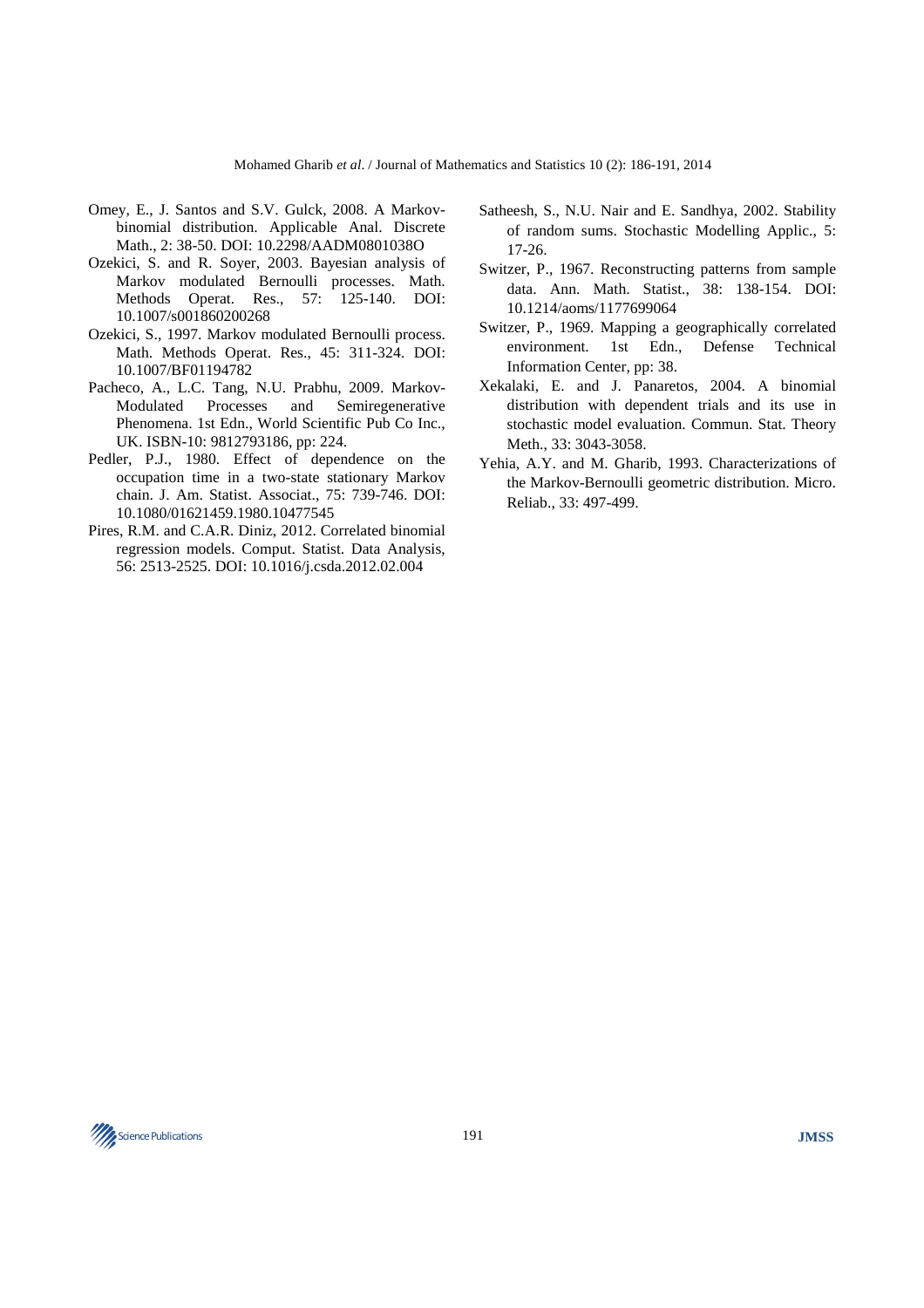Omey, E., J. Santos and S.V. Gulck, 2008. A Markov-binomial distribution. Applicable Anal. Discrete Math., 2: 38-50. DOI: 10.2298/AADM0801038O

Ozekici, S. and R. Soyer, 2003. Bayesian analysis of Markov modulated Bernoulli processes. Math. Methods Operat. Res., 57: 125-140. DOI: 10.1007/s001860200268

Ozekici, S., 1997. Markov modulated Bernoulli process. Math. Methods Operat. Res., 45: 311-324. DOI: 10.1007/BF01194782

Pacheco, A., L.C. Tang, N.U. Prabhu, 2009. Markov-Modulated Processes and Semiregenerative Phenomena. 1st Edn., World Scientific Pub Co Inc., UK. ISBN-10: 9812793186, pp: 224.

Pedler, P.J., 1980. Effect of dependence on the occupation time in a two-state stationary Markov chain. J. Am. Statist. Associat., 75: 739-746. DOI: 10.1080/01621459.1980.10477545

Pires, R.M. and C.A.R. Diniz, 2012. Correlated binomial regression models. Comput. Statist. Data Analysis, 56: 2513-2525. DOI: 10.1016/j.csda.2012.02.004

Satheesh, S., N.U. Nair and E. Sandhya, 2002. Stability of random sums. Stochastic Modelling Applic., 5: 17-26.

Switzer, P., 1967. Reconstructing patterns from sample data. Ann. Math. Statist., 38: 138-154. DOI: 10.1214/aoms/1177699064

Switzer, P., 1969. Mapping a geographically correlated environment. 1st Edn., Defense Technical Information Center, pp: 38.

Xekalaki, E. and J. Panaretos, 2004. A binomial distribution with dependent trials and its use in stochastic model evaluation. Commun. Stat. Theory Meth., 33: 3043-3058.

Yehia, A.Y. and M. Gharib, 1993. Characterizations of the Markov-Bernoulli geometric distribution. Micro. Reliab., 33: 497-499.